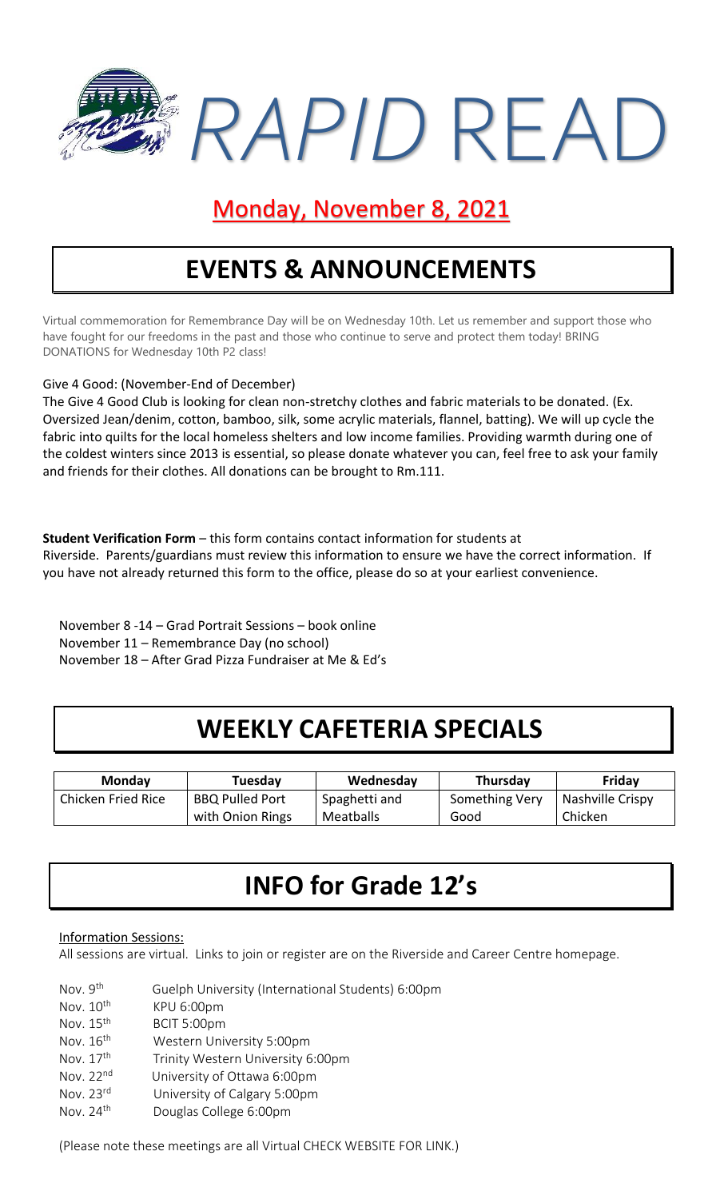# *RAPID* READ

## Monday, November 8, 2021

## EVENTS & ANNOUNCEMENTS

Virtual commemoration for Remembrance Day will be on Wednesday 10th. Let us remember and support those who have fought for our freedoms in the past and those who continue to serve and protect them today! BRING DONATIONS for Wednesday 10th P2 class!

Give 4 Good: (November-End of December)

The Give 4 Good Club is looking for clean non-stretchy clothes and fabric materials to be donated. (Ex. Oversized Jean/denim, cotton, bamboo, silk, some acrylic materials, flannel, batting). We will up cycle the fabric into quilts for the local homeless shelters and low income families. Providing warmth during one of the coldest winters since 2013 is essential, so please donate whatever you can, feel free to ask your family and friends for their clothes. All donations can be brought to Rm.111.

**Student Verification Form** – this form contains contact information for students at Riverside. Parents/guardians must review this information to ensure we have the correct information. If you have not already returned this form to the office, please do so at your earliest convenience.

November 8 -14 – Grad Portrait Sessions – book online
November 11 – Remembrance Day (no school)
November 18 – After Grad Pizza Fundraiser at Me & Ed's

## WEEKLY CAFETERIA SPECIALS

| Monday | Tuesday | Wednesday | Thursday | Friday |
|---|---|---|---|---|
| Chicken Fried Rice | BBQ Pulled Port with Onion Rings | Spaghetti and Meatballs | Something Very Good | Nashville Crispy Chicken |

## INFO for Grade 12's

Information Sessions:

All sessions are virtual. Links to join or register are on the Riverside and Career Centre homepage.

- Nov. 9th — Guelph University (International Students) 6:00pm
- Nov. 10th — KPU 6:00pm
- Nov. 15th — BCIT 5:00pm
- Nov. 16th — Western University 5:00pm
- Nov. 17th — Trinity Western University 6:00pm
- Nov. 22nd — University of Ottawa 6:00pm
- Nov. 23rd — University of Calgary 5:00pm
- Nov. 24th — Douglas College 6:00pm

(Please note these meetings are all Virtual CHECK WEBSITE FOR LINK.)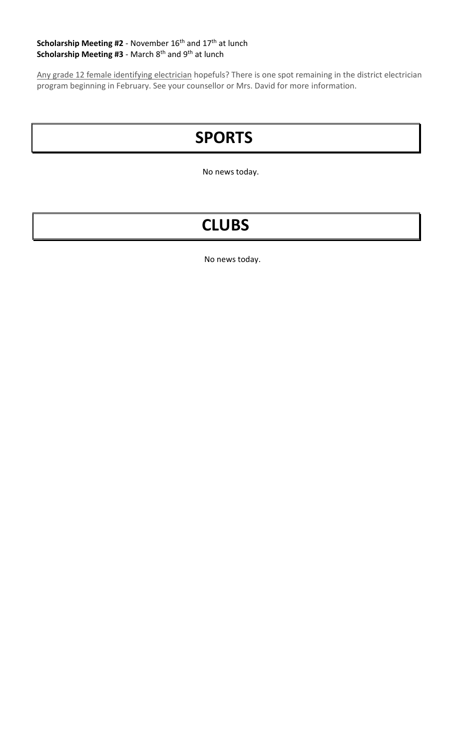**Scholarship Meeting #2** - November 16th and 17th at lunch
**Scholarship Meeting #3** - March 8th and 9th at lunch

Any grade 12 female identifying electrician hopefuls? There is one spot remaining in the district electrician program beginning in February. See your counsellor or Mrs. David for more information.

# SPORTS

No news today.

# CLUBS

No news today.